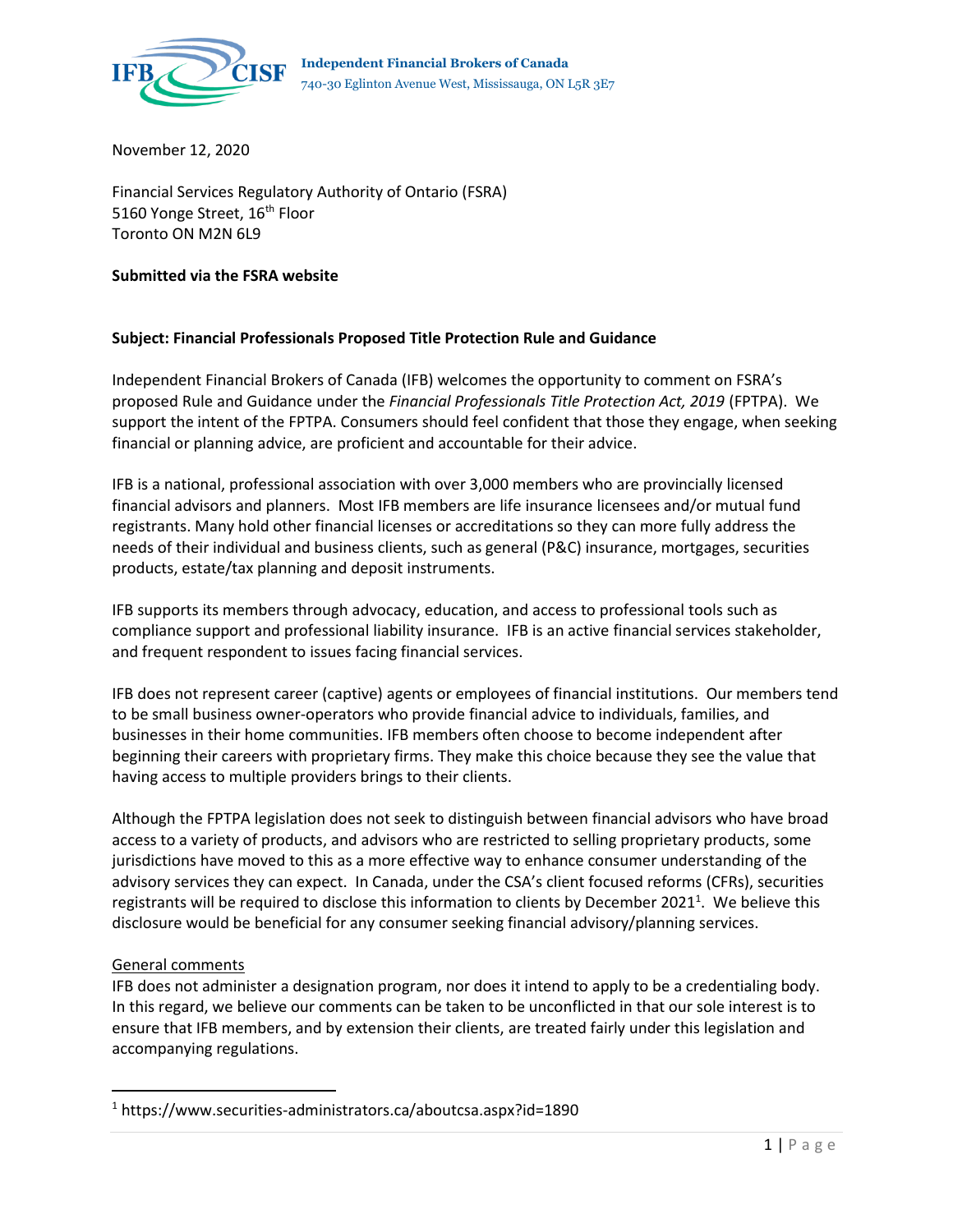**Independent Financial Brokers of Canada**
740-30 Eglinton Avenue West, Mississauga, ON L5R 3E7

November 12, 2020

Financial Services Regulatory Authority of Ontario (FSRA)
5160 Yonge Street, 16th Floor
Toronto ON M2N 6L9

**Submitted via the FSRA website**

**Subject: Financial Professionals Proposed Title Protection Rule and Guidance**

Independent Financial Brokers of Canada (IFB) welcomes the opportunity to comment on FSRA's proposed Rule and Guidance under the *Financial Professionals Title Protection Act, 2019* (FPTPA). We support the intent of the FPTPA. Consumers should feel confident that those they engage, when seeking financial or planning advice, are proficient and accountable for their advice.

IFB is a national, professional association with over 3,000 members who are provincially licensed financial advisors and planners. Most IFB members are life insurance licensees and/or mutual fund registrants. Many hold other financial licenses or accreditations so they can more fully address the needs of their individual and business clients, such as general (P&C) insurance, mortgages, securities products, estate/tax planning and deposit instruments.

IFB supports its members through advocacy, education, and access to professional tools such as compliance support and professional liability insurance. IFB is an active financial services stakeholder, and frequent respondent to issues facing financial services.

IFB does not represent career (captive) agents or employees of financial institutions. Our members tend to be small business owner-operators who provide financial advice to individuals, families, and businesses in their home communities. IFB members often choose to become independent after beginning their careers with proprietary firms. They make this choice because they see the value that having access to multiple providers brings to their clients.

Although the FPTPA legislation does not seek to distinguish between financial advisors who have broad access to a variety of products, and advisors who are restricted to selling proprietary products, some jurisdictions have moved to this as a more effective way to enhance consumer understanding of the advisory services they can expect. In Canada, under the CSA's client focused reforms (CFRs), securities registrants will be required to disclose this information to clients by December 2021[1]. We believe this disclosure would be beneficial for any consumer seeking financial advisory/planning services.

General comments

IFB does not administer a designation program, nor does it intend to apply to be a credentialing body. In this regard, we believe our comments can be taken to be unconflicted in that our sole interest is to ensure that IFB members, and by extension their clients, are treated fairly under this legislation and accompanying regulations.

[1] https://www.securities-administrators.ca/aboutcsa.aspx?id=1890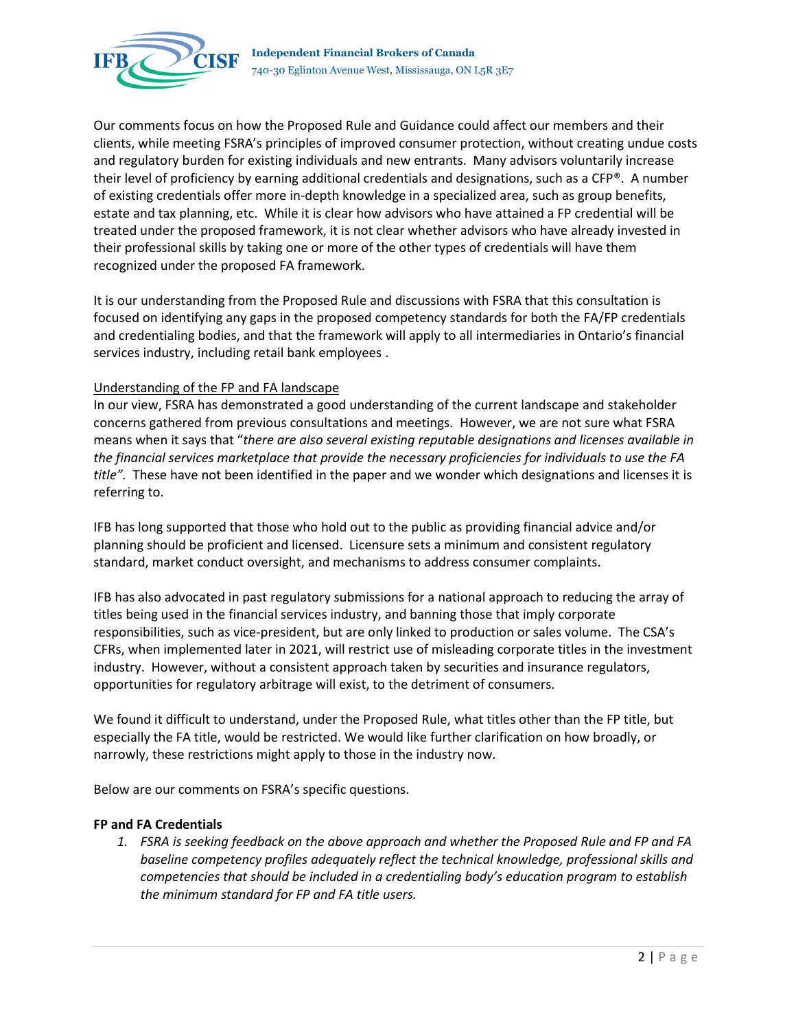Our comments focus on how the Proposed Rule and Guidance could affect our members and their clients, while meeting FSRA's principles of improved consumer protection, without creating undue costs and regulatory burden for existing individuals and new entrants. Many advisors voluntarily increase their level of proficiency by earning additional credentials and designations, such as a CFP®. A number of existing credentials offer more in-depth knowledge in a specialized area, such as group benefits, estate and tax planning, etc. While it is clear how advisors who have attained a FP credential will be treated under the proposed framework, it is not clear whether advisors who have already invested in their professional skills by taking one or more of the other types of credentials will have them recognized under the proposed FA framework.

It is our understanding from the Proposed Rule and discussions with FSRA that this consultation is focused on identifying any gaps in the proposed competency standards for both the FA/FP credentials and credentialing bodies, and that the framework will apply to all intermediaries in Ontario's financial services industry, including retail bank employees .

Understanding of the FP and FA landscape

In our view, FSRA has demonstrated a good understanding of the current landscape and stakeholder concerns gathered from previous consultations and meetings. However, we are not sure what FSRA means when it says that "*there are also several existing reputable designations and licenses available in the financial services marketplace that provide the necessary proficiencies for individuals to use the FA title".* These have not been identified in the paper and we wonder which designations and licenses it is referring to.

IFB has long supported that those who hold out to the public as providing financial advice and/or planning should be proficient and licensed. Licensure sets a minimum and consistent regulatory standard, market conduct oversight, and mechanisms to address consumer complaints.

IFB has also advocated in past regulatory submissions for a national approach to reducing the array of titles being used in the financial services industry, and banning those that imply corporate responsibilities, such as vice-president, but are only linked to production or sales volume. The CSA's CFRs, when implemented later in 2021, will restrict use of misleading corporate titles in the investment industry. However, without a consistent approach taken by securities and insurance regulators, opportunities for regulatory arbitrage will exist, to the detriment of consumers.

We found it difficult to understand, under the Proposed Rule, what titles other than the FP title, but especially the FA title, would be restricted. We would like further clarification on how broadly, or narrowly, these restrictions might apply to those in the industry now.

Below are our comments on FSRA's specific questions.

**FP and FA Credentials**

1. *FSRA is seeking feedback on the above approach and whether the Proposed Rule and FP and FA baseline competency profiles adequately reflect the technical knowledge, professional skills and competencies that should be included in a credentialing body's education program to establish the minimum standard for FP and FA title users.*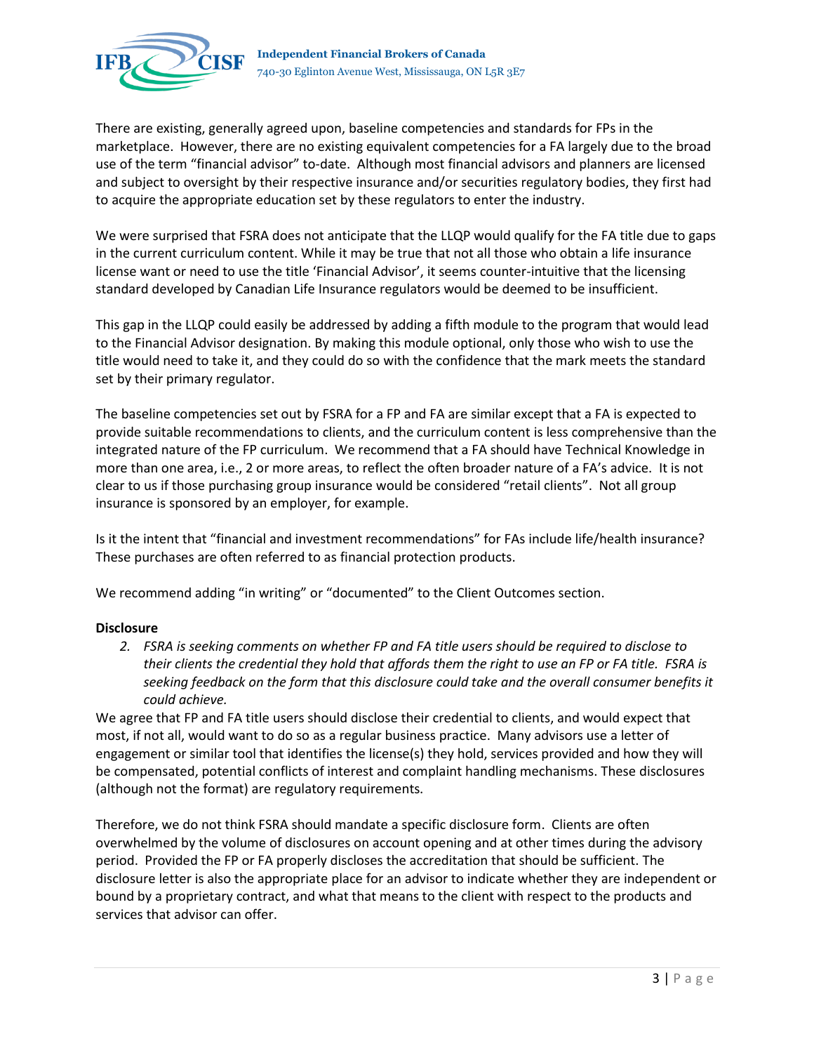There are existing, generally agreed upon, baseline competencies and standards for FPs in the marketplace. However, there are no existing equivalent competencies for a FA largely due to the broad use of the term "financial advisor" to-date. Although most financial advisors and planners are licensed and subject to oversight by their respective insurance and/or securities regulatory bodies, they first had to acquire the appropriate education set by these regulators to enter the industry.

We were surprised that FSRA does not anticipate that the LLQP would qualify for the FA title due to gaps in the current curriculum content. While it may be true that not all those who obtain a life insurance license want or need to use the title 'Financial Advisor', it seems counter-intuitive that the licensing standard developed by Canadian Life Insurance regulators would be deemed to be insufficient.

This gap in the LLQP could easily be addressed by adding a fifth module to the program that would lead to the Financial Advisor designation. By making this module optional, only those who wish to use the title would need to take it, and they could do so with the confidence that the mark meets the standard set by their primary regulator.

The baseline competencies set out by FSRA for a FP and FA are similar except that a FA is expected to provide suitable recommendations to clients, and the curriculum content is less comprehensive than the integrated nature of the FP curriculum. We recommend that a FA should have Technical Knowledge in more than one area, i.e., 2 or more areas, to reflect the often broader nature of a FA's advice. It is not clear to us if those purchasing group insurance would be considered "retail clients". Not all group insurance is sponsored by an employer, for example.

Is it the intent that "financial and investment recommendations" for FAs include life/health insurance? These purchases are often referred to as financial protection products.

We recommend adding "in writing" or "documented" to the Client Outcomes section.

**Disclosure**

2. *FSRA is seeking comments on whether FP and FA title users should be required to disclose to their clients the credential they hold that affords them the right to use an FP or FA title. FSRA is seeking feedback on the form that this disclosure could take and the overall consumer benefits it could achieve.*

We agree that FP and FA title users should disclose their credential to clients, and would expect that most, if not all, would want to do so as a regular business practice. Many advisors use a letter of engagement or similar tool that identifies the license(s) they hold, services provided and how they will be compensated, potential conflicts of interest and complaint handling mechanisms. These disclosures (although not the format) are regulatory requirements.

Therefore, we do not think FSRA should mandate a specific disclosure form. Clients are often overwhelmed by the volume of disclosures on account opening and at other times during the advisory period. Provided the FP or FA properly discloses the accreditation that should be sufficient. The disclosure letter is also the appropriate place for an advisor to indicate whether they are independent or bound by a proprietary contract, and what that means to the client with respect to the products and services that advisor can offer.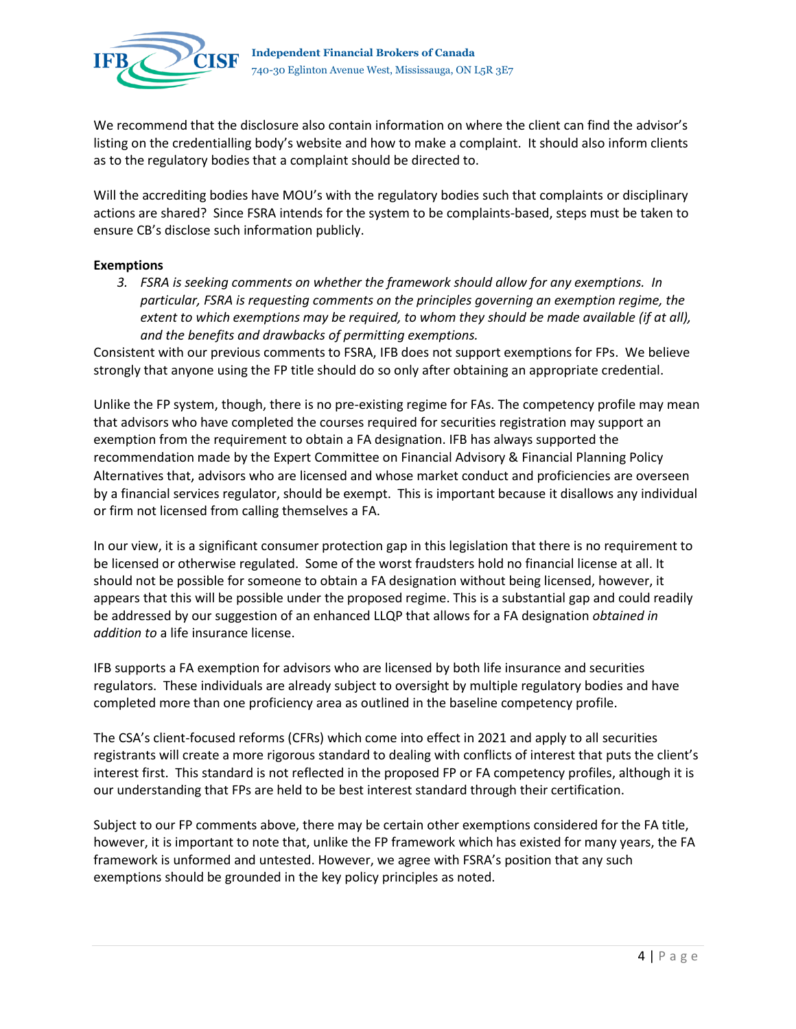We recommend that the disclosure also contain information on where the client can find the advisor's listing on the credentialling body's website and how to make a complaint. It should also inform clients as to the regulatory bodies that a complaint should be directed to.

Will the accrediting bodies have MOU's with the regulatory bodies such that complaints or disciplinary actions are shared? Since FSRA intends for the system to be complaints-based, steps must be taken to ensure CB's disclose such information publicly.

**Exemptions**

3. *FSRA is seeking comments on whether the framework should allow for any exemptions. In particular, FSRA is requesting comments on the principles governing an exemption regime, the extent to which exemptions may be required, to whom they should be made available (if at all), and the benefits and drawbacks of permitting exemptions.*

Consistent with our previous comments to FSRA, IFB does not support exemptions for FPs. We believe strongly that anyone using the FP title should do so only after obtaining an appropriate credential.

Unlike the FP system, though, there is no pre-existing regime for FAs. The competency profile may mean that advisors who have completed the courses required for securities registration may support an exemption from the requirement to obtain a FA designation. IFB has always supported the recommendation made by the Expert Committee on Financial Advisory & Financial Planning Policy Alternatives that, advisors who are licensed and whose market conduct and proficiencies are overseen by a financial services regulator, should be exempt. This is important because it disallows any individual or firm not licensed from calling themselves a FA.

In our view, it is a significant consumer protection gap in this legislation that there is no requirement to be licensed or otherwise regulated. Some of the worst fraudsters hold no financial license at all. It should not be possible for someone to obtain a FA designation without being licensed, however, it appears that this will be possible under the proposed regime. This is a substantial gap and could readily be addressed by our suggestion of an enhanced LLQP that allows for a FA designation *obtained in addition to* a life insurance license.

IFB supports a FA exemption for advisors who are licensed by both life insurance and securities regulators. These individuals are already subject to oversight by multiple regulatory bodies and have completed more than one proficiency area as outlined in the baseline competency profile.

The CSA's client-focused reforms (CFRs) which come into effect in 2021 and apply to all securities registrants will create a more rigorous standard to dealing with conflicts of interest that puts the client's interest first. This standard is not reflected in the proposed FP or FA competency profiles, although it is our understanding that FPs are held to be best interest standard through their certification.

Subject to our FP comments above, there may be certain other exemptions considered for the FA title, however, it is important to note that, unlike the FP framework which has existed for many years, the FA framework is unformed and untested. However, we agree with FSRA's position that any such exemptions should be grounded in the key policy principles as noted.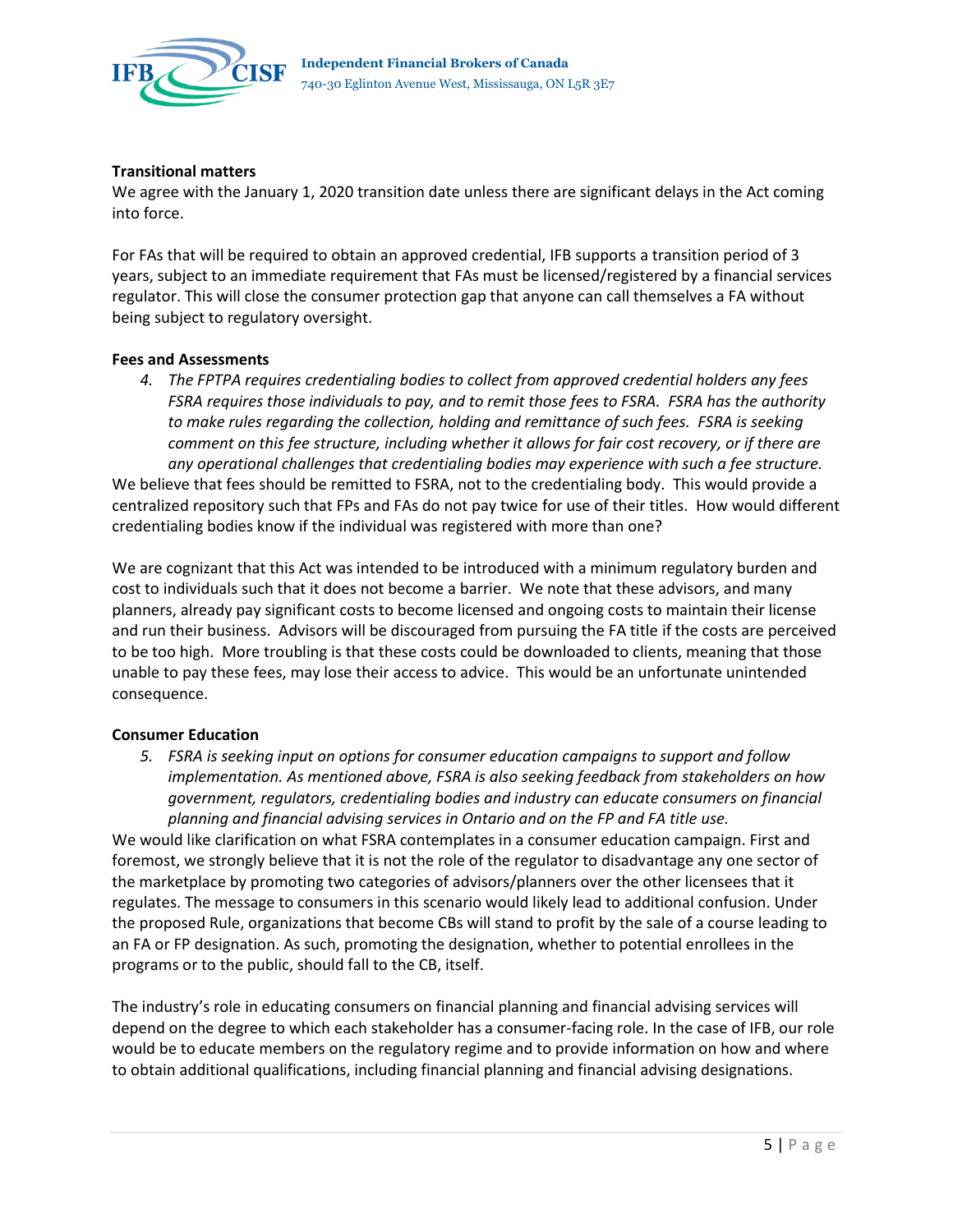**Transitional matters**

We agree with the January 1, 2020 transition date unless there are significant delays in the Act coming into force.

For FAs that will be required to obtain an approved credential, IFB supports a transition period of 3 years, subject to an immediate requirement that FAs must be licensed/registered by a financial services regulator. This will close the consumer protection gap that anyone can call themselves a FA without being subject to regulatory oversight.

**Fees and Assessments**

4. *The FPTPA requires credentialing bodies to collect from approved credential holders any fees FSRA requires those individuals to pay, and to remit those fees to FSRA. FSRA has the authority to make rules regarding the collection, holding and remittance of such fees. FSRA is seeking comment on this fee structure, including whether it allows for fair cost recovery, or if there are any operational challenges that credentialing bodies may experience with such a fee structure.*

We believe that fees should be remitted to FSRA, not to the credentialing body. This would provide a centralized repository such that FPs and FAs do not pay twice for use of their titles. How would different credentialing bodies know if the individual was registered with more than one?

We are cognizant that this Act was intended to be introduced with a minimum regulatory burden and cost to individuals such that it does not become a barrier. We note that these advisors, and many planners, already pay significant costs to become licensed and ongoing costs to maintain their license and run their business. Advisors will be discouraged from pursuing the FA title if the costs are perceived to be too high. More troubling is that these costs could be downloaded to clients, meaning that those unable to pay these fees, may lose their access to advice. This would be an unfortunate unintended consequence.

**Consumer Education**

5. *FSRA is seeking input on options for consumer education campaigns to support and follow implementation. As mentioned above, FSRA is also seeking feedback from stakeholders on how government, regulators, credentialing bodies and industry can educate consumers on financial planning and financial advising services in Ontario and on the FP and FA title use.*

We would like clarification on what FSRA contemplates in a consumer education campaign. First and foremost, we strongly believe that it is not the role of the regulator to disadvantage any one sector of the marketplace by promoting two categories of advisors/planners over the other licensees that it regulates. The message to consumers in this scenario would likely lead to additional confusion. Under the proposed Rule, organizations that become CBs will stand to profit by the sale of a course leading to an FA or FP designation. As such, promoting the designation, whether to potential enrollees in the programs or to the public, should fall to the CB, itself.

The industry's role in educating consumers on financial planning and financial advising services will depend on the degree to which each stakeholder has a consumer-facing role. In the case of IFB, our role would be to educate members on the regulatory regime and to provide information on how and where to obtain additional qualifications, including financial planning and financial advising designations.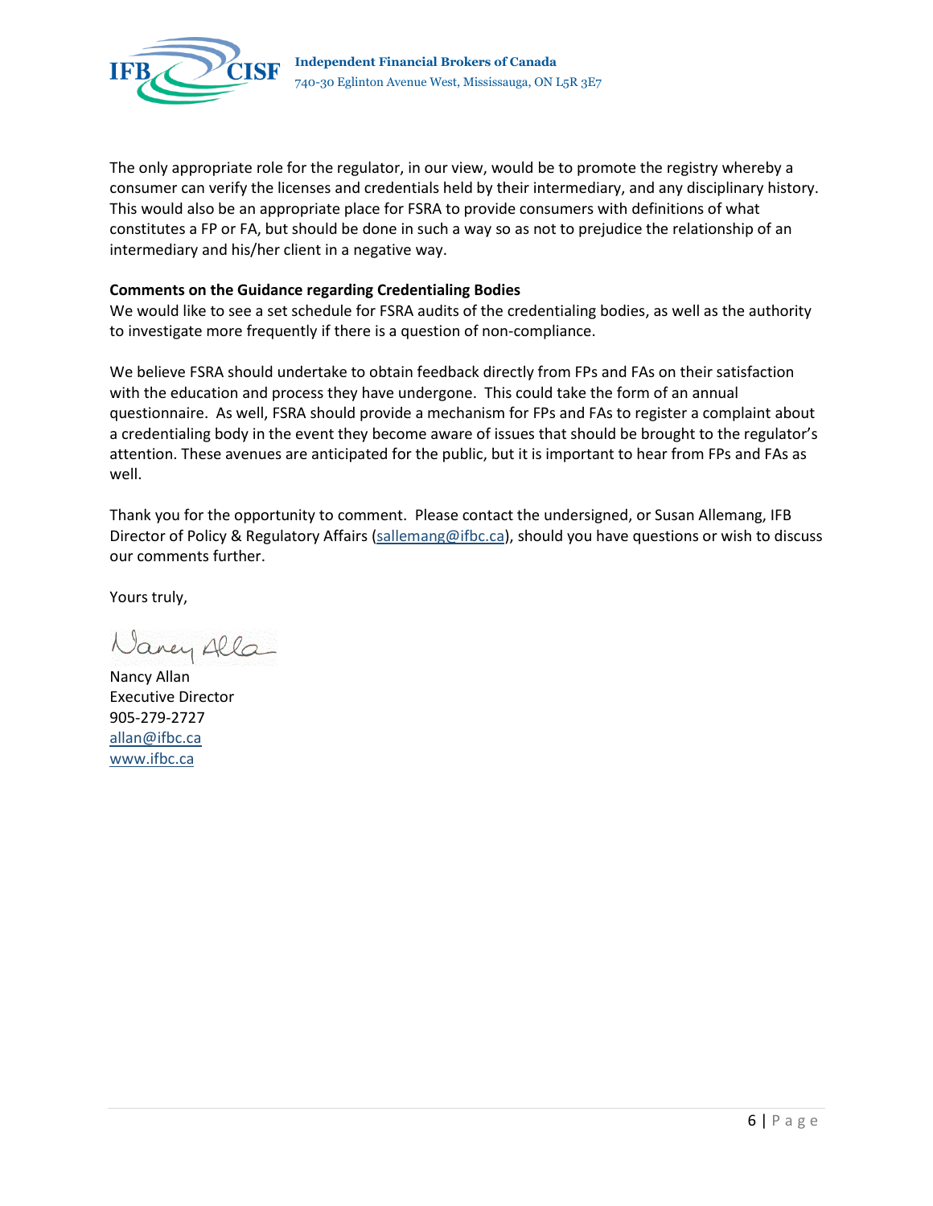The only appropriate role for the regulator, in our view, would be to promote the registry whereby a consumer can verify the licenses and credentials held by their intermediary, and any disciplinary history. This would also be an appropriate place for FSRA to provide consumers with definitions of what constitutes a FP or FA, but should be done in such a way so as not to prejudice the relationship of an intermediary and his/her client in a negative way.

**Comments on the Guidance regarding Credentialing Bodies**

We would like to see a set schedule for FSRA audits of the credentialing bodies, as well as the authority to investigate more frequently if there is a question of non-compliance.

We believe FSRA should undertake to obtain feedback directly from FPs and FAs on their satisfaction with the education and process they have undergone. This could take the form of an annual questionnaire. As well, FSRA should provide a mechanism for FPs and FAs to register a complaint about a credentialing body in the event they become aware of issues that should be brought to the regulator's attention. These avenues are anticipated for the public, but it is important to hear from FPs and FAs as well.

Thank you for the opportunity to comment. Please contact the undersigned, or Susan Allemang, IFB Director of Policy & Regulatory Affairs (sallemang@ifbc.ca), should you have questions or wish to discuss our comments further.

Yours truly,

Nancy Allan
Executive Director
905-279-2727
allan@ifbc.ca
www.ifbc.ca